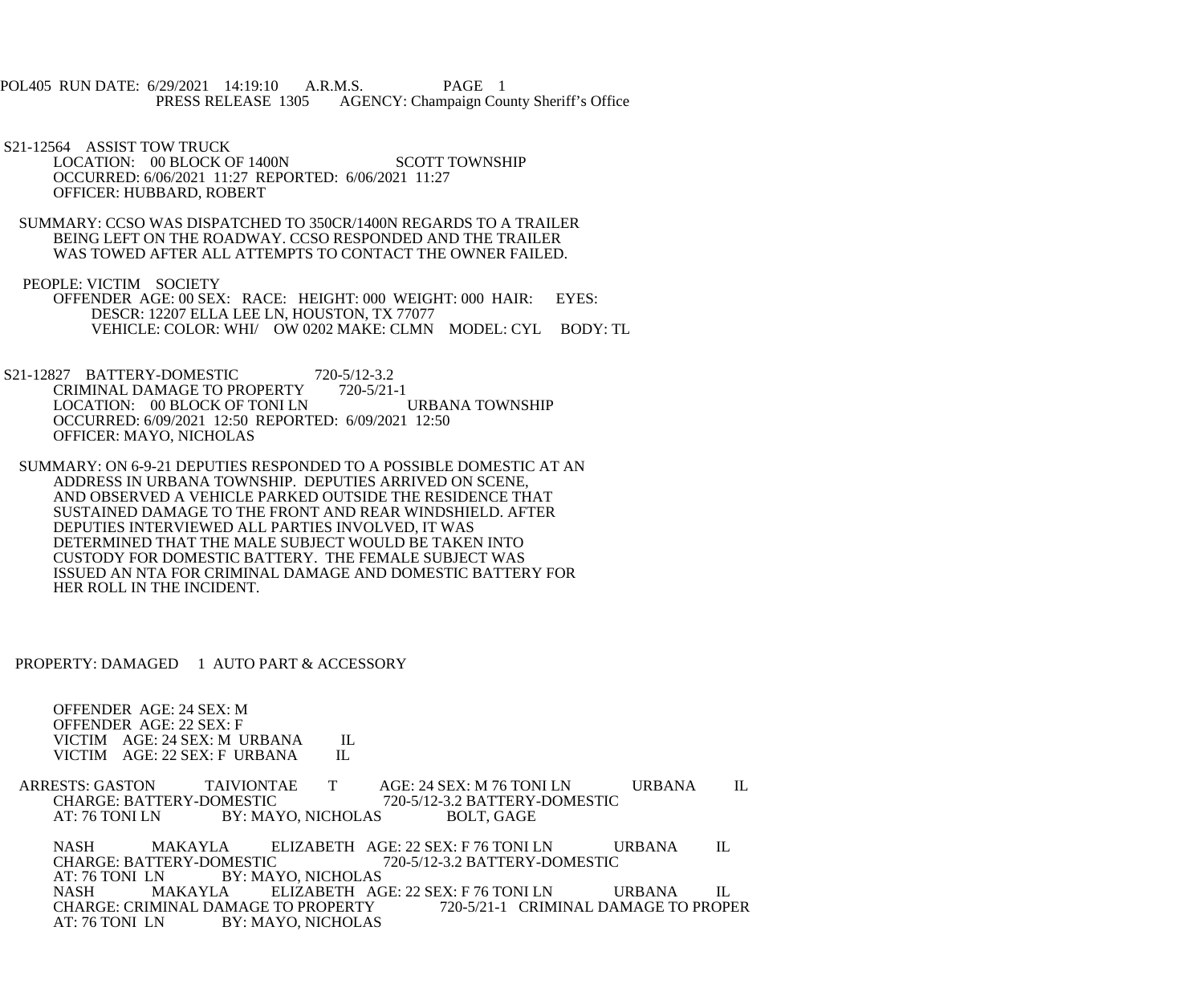POL405 RUN DATE: 6/29/2021 14:19:10 A.R.M.S. PAGE 1
PRESS RELEASE 1305 AGENCY: Champaign County Sheriff's Office

S21-12564 ASSIST TOW TRUCK
LOCATION: 00 BLOCK OF 1400N SCOTT TOWNSHIP
OCCURRED: 6/06/2021 11:27 REPORTED: 6/06/2021 11:27
OFFICER: HUBBARD, ROBERT

SUMMARY: CCSO WAS DISPATCHED TO 350CR/1400N REGARDS TO A TRAILER BEING LEFT ON THE ROADWAY. CCSO RESPONDED AND THE TRAILER WAS TOWED AFTER ALL ATTEMPTS TO CONTACT THE OWNER FAILED.

PEOPLE: VICTIM SOCIETY
OFFENDER AGE: 00 SEX: RACE: HEIGHT: 000 WEIGHT: 000 HAIR: EYES:
DESCR: 12207 ELLA LEE LN, HOUSTON, TX 77077
VEHICLE: COLOR: WHI/ OW 0202 MAKE: CLMN MODEL: CYL BODY: TL

S21-12827 BATTERY-DOMESTIC 720-5/12-3.2
CRIMINAL DAMAGE TO PROPERTY 720-5/21-1
LOCATION: 00 BLOCK OF TONI LN URBANA TOWNSHIP
OCCURRED: 6/09/2021 12:50 REPORTED: 6/09/2021 12:50
OFFICER: MAYO, NICHOLAS

SUMMARY: ON 6-9-21 DEPUTIES RESPONDED TO A POSSIBLE DOMESTIC AT AN ADDRESS IN URBANA TOWNSHIP. DEPUTIES ARRIVED ON SCENE, AND OBSERVED A VEHICLE PARKED OUTSIDE THE RESIDENCE THAT SUSTAINED DAMAGE TO THE FRONT AND REAR WINDSHIELD. AFTER DEPUTIES INTERVIEWED ALL PARTIES INVOLVED, IT WAS DETERMINED THAT THE MALE SUBJECT WOULD BE TAKEN INTO CUSTODY FOR DOMESTIC BATTERY. THE FEMALE SUBJECT WAS ISSUED AN NTA FOR CRIMINAL DAMAGE AND DOMESTIC BATTERY FOR HER ROLL IN THE INCIDENT.

PROPERTY: DAMAGED 1 AUTO PART & ACCESSORY

OFFENDER AGE: 24 SEX: M
OFFENDER AGE: 22 SEX: F
VICTIM AGE: 24 SEX: M URBANA IL
VICTIM AGE: 22 SEX: F URBANA IL

ARRESTS: GASTON TAIVIONTAE T AGE: 24 SEX: M 76 TONI LN URBANA IL
CHARGE: BATTERY-DOMESTIC 720-5/12-3.2 BATTERY-DOMESTIC
AT: 76 TONI LN BY: MAYO, NICHOLAS BOLT, GAGE

NASH MAKAYLA ELIZABETH AGE: 22 SEX: F 76 TONI LN URBANA IL
CHARGE: BATTERY-DOMESTIC 720-5/12-3.2 BATTERY-DOMESTIC
AT: 76 TONI LN BY: MAYO, NICHOLAS
NASH MAKAYLA ELIZABETH AGE: 22 SEX: F 76 TONI LN URBANA IL
CHARGE: CRIMINAL DAMAGE TO PROPERTY 720-5/21-1 CRIMINAL DAMAGE TO PROPER
AT: 76 TONI LN BY: MAYO, NICHOLAS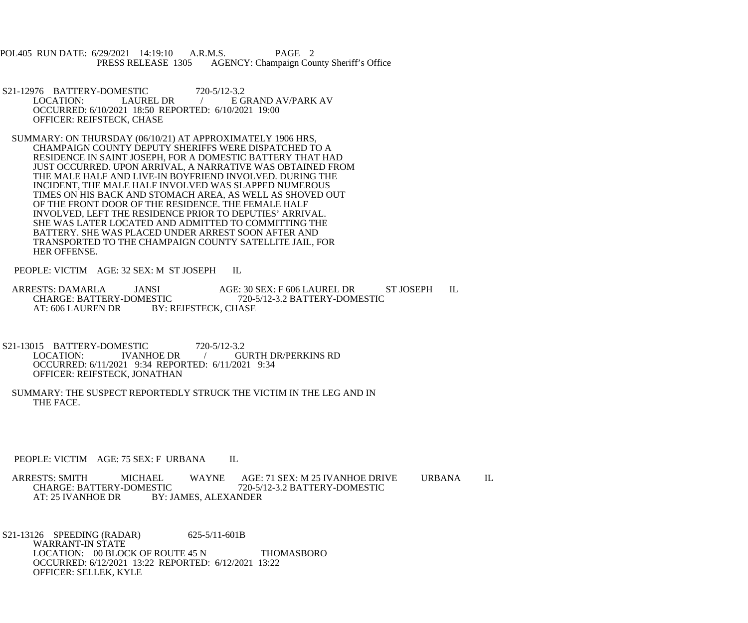S21-12976 BATTERY-DOMESTIC 720-5/12-3.2
LOCATION: LAUREL DR / E GRAND AV/PARK AV
OCCURRED: 6/10/2021 18:50 REPORTED: 6/10/2021 19:00
OFFICER: REIFSTECK, CHASE

SUMMARY: ON THURSDAY (06/10/21) AT APPROXIMATELY 1906 HRS, CHAMPAIGN COUNTY DEPUTY SHERIFFS WERE DISPATCHED TO A RESIDENCE IN SAINT JOSEPH, FOR A DOMESTIC BATTERY THAT HAD JUST OCCURRED. UPON ARRIVAL, A NARRATIVE WAS OBTAINED FROM THE MALE HALF AND LIVE-IN BOYFRIEND INVOLVED. DURING THE INCIDENT, THE MALE HALF INVOLVED WAS SLAPPED NUMEROUS TIMES ON HIS BACK AND STOMACH AREA, AS WELL AS SHOVED OUT OF THE FRONT DOOR OF THE RESIDENCE. THE FEMALE HALF INVOLVED, LEFT THE RESIDENCE PRIOR TO DEPUTIES' ARRIVAL. SHE WAS LATER LOCATED AND ADMITTED TO COMMITTING THE BATTERY. SHE WAS PLACED UNDER ARREST SOON AFTER AND TRANSPORTED TO THE CHAMPAIGN COUNTY SATELLITE JAIL, FOR HER OFFENSE.

PEOPLE: VICTIM AGE: 32 SEX: M ST JOSEPH IL

ARRESTS: DAMARLA JANSI AGE: 30 SEX: F 606 LAUREL DR ST JOSEPH IL
CHARGE: BATTERY-DOMESTIC 720-5/12-3.2 BATTERY-DOMESTIC
AT: 606 LAUREN DR BY: REIFSTECK, CHASE

S21-13015 BATTERY-DOMESTIC 720-5/12-3.2
LOCATION: IVANHOE DR / GURTH DR/PERKINS RD
OCCURRED: 6/11/2021 9:34 REPORTED: 6/11/2021 9:34
OFFICER: REIFSTECK, JONATHAN

SUMMARY: THE SUSPECT REPORTEDLY STRUCK THE VICTIM IN THE LEG AND IN THE FACE.

PEOPLE: VICTIM AGE: 75 SEX: F URBANA IL

ARRESTS: SMITH MICHAEL WAYNE AGE: 71 SEX: M 25 IVANHOE DRIVE URBANA IL
CHARGE: BATTERY-DOMESTIC 720-5/12-3.2 BATTERY-DOMESTIC
AT: 25 IVANHOE DR BY: JAMES, ALEXANDER

S21-13126 SPEEDING (RADAR) 625-5/11-601B
WARRANT-IN STATE
LOCATION: 00 BLOCK OF ROUTE 45 N THOMASBORO
OCCURRED: 6/12/2021 13:22 REPORTED: 6/12/2021 13:22
OFFICER: SELLEK, KYLE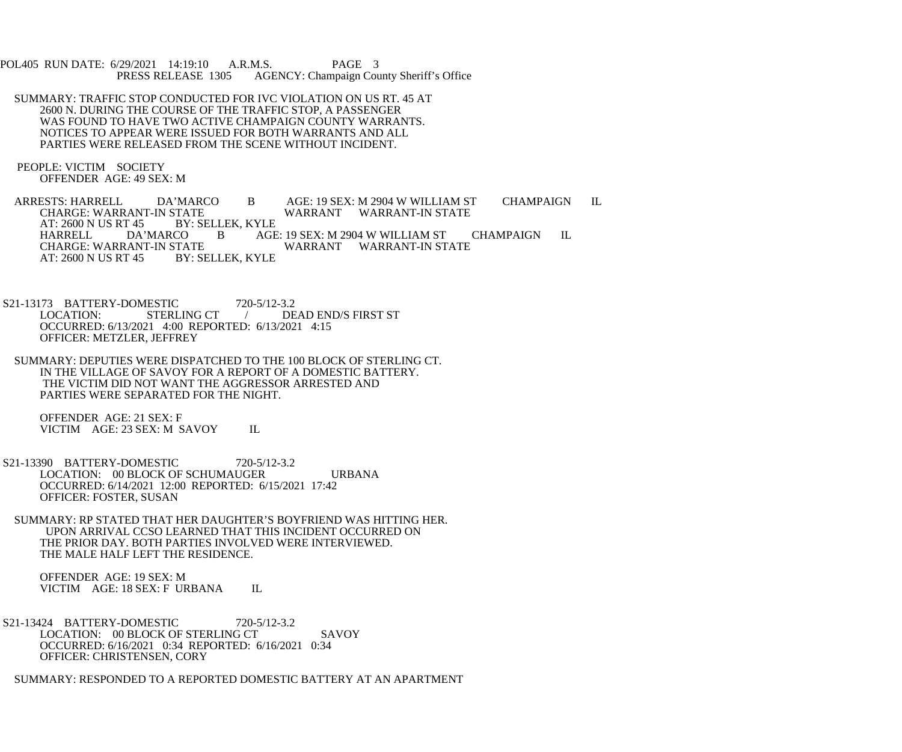SUMMARY: TRAFFIC STOP CONDUCTED FOR IVC VIOLATION ON US RT. 45 AT 2600 N. DURING THE COURSE OF THE TRAFFIC STOP, A PASSENGER WAS FOUND TO HAVE TWO ACTIVE CHAMPAIGN COUNTY WARRANTS. NOTICES TO APPEAR WERE ISSUED FOR BOTH WARRANTS AND ALL PARTIES WERE RELEASED FROM THE SCENE WITHOUT INCIDENT.

PEOPLE: VICTIM SOCIETY
OFFENDER AGE: 49 SEX: M

ARRESTS: HARRELL DA'MARCO B AGE: 19 SEX: M 2904 W WILLIAM ST CHAMPAIGN IL
CHARGE: WARRANT-IN STATE WARRANT WARRANT-IN STATE
AT: 2600 N US RT 45 BY: SELLEK, KYLE
HARRELL DA'MARCO B AGE: 19 SEX: M 2904 W WILLIAM ST CHAMPAIGN IL
CHARGE: WARRANT-IN STATE WARRANT WARRANT-IN STATE
AT: 2600 N US RT 45 BY: SELLEK, KYLE

S21-13173 BATTERY-DOMESTIC 720-5/12-3.2
LOCATION: STERLING CT / DEAD END/S FIRST ST
OCCURRED: 6/13/2021 4:00 REPORTED: 6/13/2021 4:15
OFFICER: METZLER, JEFFREY

SUMMARY: DEPUTIES WERE DISPATCHED TO THE 100 BLOCK OF STERLING CT. IN THE VILLAGE OF SAVOY FOR A REPORT OF A DOMESTIC BATTERY. THE VICTIM DID NOT WANT THE AGGRESSOR ARRESTED AND PARTIES WERE SEPARATED FOR THE NIGHT.

OFFENDER AGE: 21 SEX: F
VICTIM AGE: 23 SEX: M SAVOY IL

S21-13390 BATTERY-DOMESTIC 720-5/12-3.2
LOCATION: 00 BLOCK OF SCHUMAUGER URBANA
OCCURRED: 6/14/2021 12:00 REPORTED: 6/15/2021 17:42
OFFICER: FOSTER, SUSAN

SUMMARY: RP STATED THAT HER DAUGHTER'S BOYFRIEND WAS HITTING HER. UPON ARRIVAL CCSO LEARNED THAT THIS INCIDENT OCCURRED ON THE PRIOR DAY. BOTH PARTIES INVOLVED WERE INTERVIEWED. THE MALE HALF LEFT THE RESIDENCE.

OFFENDER AGE: 19 SEX: M
VICTIM AGE: 18 SEX: F URBANA IL

S21-13424 BATTERY-DOMESTIC 720-5/12-3.2
LOCATION: 00 BLOCK OF STERLING CT SAVOY
OCCURRED: 6/16/2021 0:34 REPORTED: 6/16/2021 0:34
OFFICER: CHRISTENSEN, CORY

SUMMARY: RESPONDED TO A REPORTED DOMESTIC BATTERY AT AN APARTMENT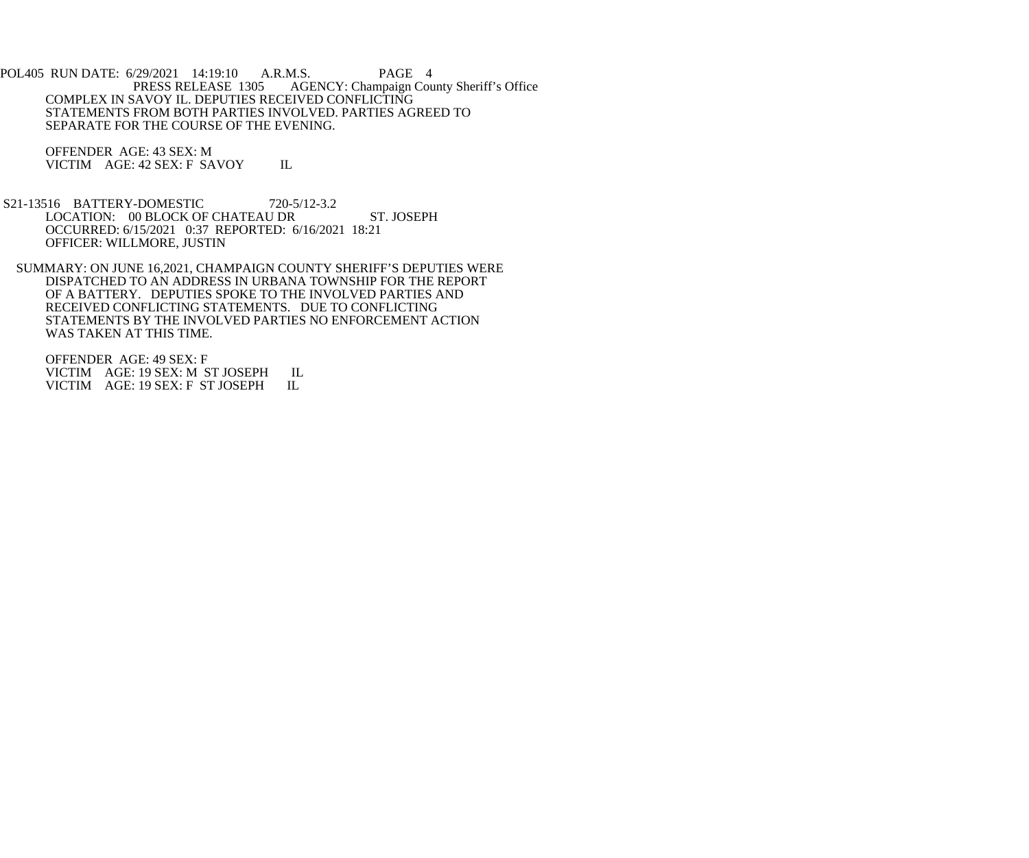COMPLEX IN SAVOY IL. DEPUTIES RECEIVED CONFLICTING STATEMENTS FROM BOTH PARTIES INVOLVED. PARTIES AGREED TO SEPARATE FOR THE COURSE OF THE EVENING.

OFFENDER AGE: 43 SEX: M
VICTIM AGE: 42 SEX: F SAVOY IL

S21-13516 BATTERY-DOMESTIC 720-5/12-3.2
LOCATION: 00 BLOCK OF CHATEAU DR ST. JOSEPH
OCCURRED: 6/15/2021 0:37 REPORTED: 6/16/2021 18:21
OFFICER: WILLMORE, JUSTIN

SUMMARY: ON JUNE 16,2021, CHAMPAIGN COUNTY SHERIFF'S DEPUTIES WERE DISPATCHED TO AN ADDRESS IN URBANA TOWNSHIP FOR THE REPORT OF A BATTERY. DEPUTIES SPOKE TO THE INVOLVED PARTIES AND RECEIVED CONFLICTING STATEMENTS. DUE TO CONFLICTING STATEMENTS BY THE INVOLVED PARTIES NO ENFORCEMENT ACTION WAS TAKEN AT THIS TIME.

OFFENDER AGE: 49 SEX: F
VICTIM AGE: 19 SEX: M ST JOSEPH IL
VICTIM AGE: 19 SEX: F ST JOSEPH IL